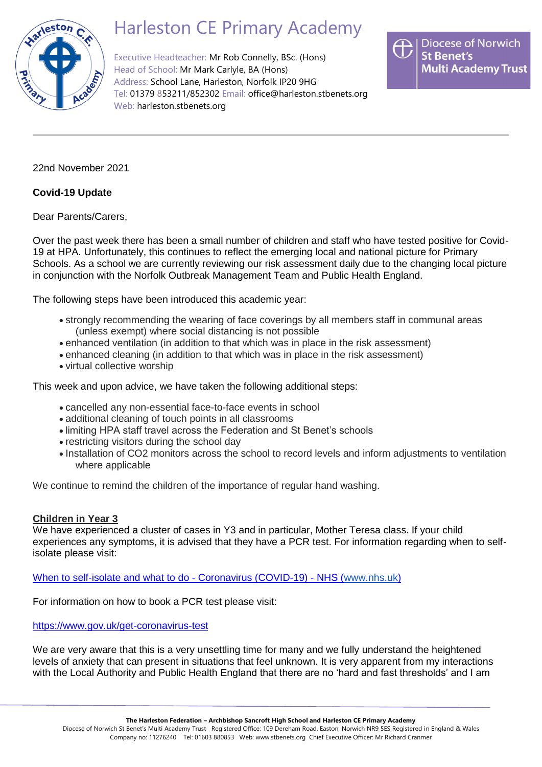# Harleston CE Primary Academy

Executive Headteacher: Mr Rob Connelly, BSc. (Hons)
Head of School: Mr Mark Carlyle, BA (Hons)
Address: School Lane, Harleston, Norfolk IP20 9HG
Tel: 01379 853211/852302 Email: office@harleston.stbenets.org
Web: harleston.stbenets.org

Diocese of Norwich St Benet's Multi Academy Trust

22nd November 2021

**Covid-19 Update**

Dear Parents/Carers,

Over the past week there has been a small number of children and staff who have tested positive for Covid-19 at HPA. Unfortunately, this continues to reflect the emerging local and national picture for Primary Schools. As a school we are currently reviewing our risk assessment daily due to the changing local picture in conjunction with the Norfolk Outbreak Management Team and Public Health England.

The following steps have been introduced this academic year:

- strongly recommending the wearing of face coverings by all members staff in communal areas (unless exempt) where social distancing is not possible
- enhanced ventilation (in addition to that which was in place in the risk assessment)
- enhanced cleaning (in addition to that which was in place in the risk assessment)
- virtual collective worship

This week and upon advice, we have taken the following additional steps:

- cancelled any non-essential face-to-face events in school
- additional cleaning of touch points in all classrooms
- limiting HPA staff travel across the Federation and St Benet's schools
- restricting visitors during the school day
- Installation of CO2 monitors across the school to record levels and inform adjustments to ventilation where applicable

We continue to remind the children of the importance of regular hand washing.

**Children in Year 3**

We have experienced a cluster of cases in Y3 and in particular, Mother Teresa class. If your child experiences any symptoms, it is advised that they have a PCR test. For information regarding when to self-isolate please visit:

[When to self-isolate and what to do - Coronavirus (COVID-19) - NHS (www.nhs.uk)](www.nhs.uk)

For information on how to book a PCR test please visit:

https://www.gov.uk/get-coronavirus-test

We are very aware that this is a very unsettling time for many and we fully understand the heightened levels of anxiety that can present in situations that feel unknown. It is very apparent from my interactions with the Local Authority and Public Health England that there are no 'hard and fast thresholds' and I am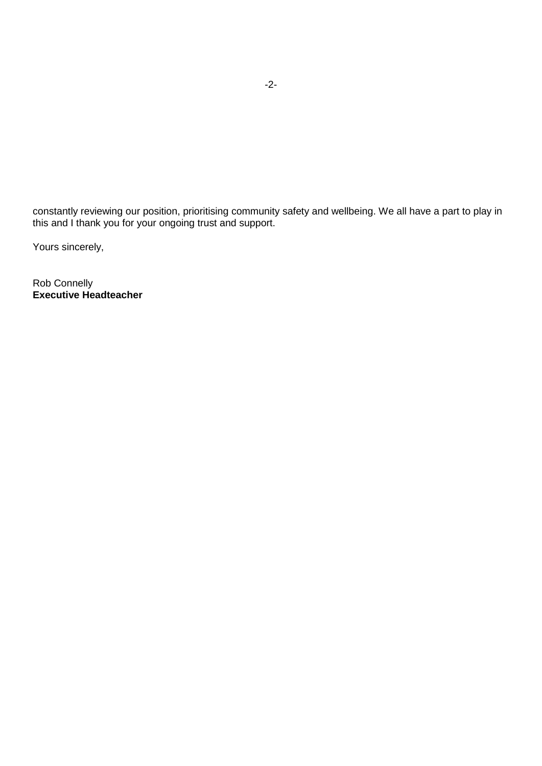constantly reviewing our position, prioritising community safety and wellbeing. We all have a part to play in this and I thank you for your ongoing trust and support.

Yours sincerely,

Rob Connelly
**Executive Headteacher**